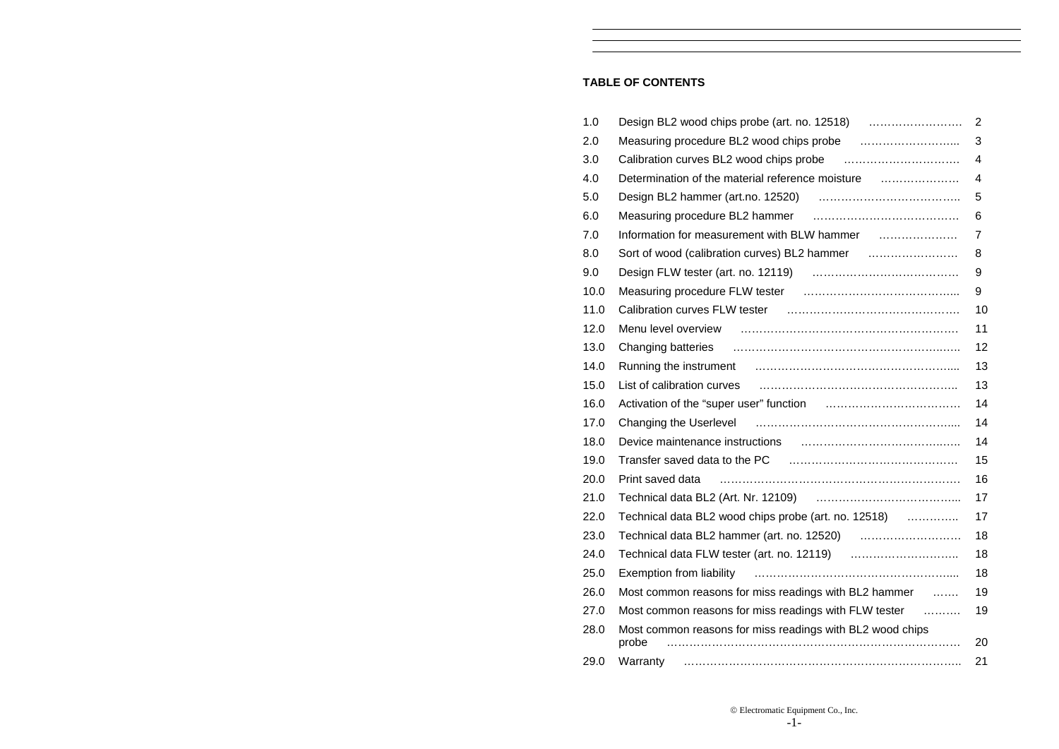## TABLE OF CONTENTS

| | | |
|---|---|---|
| 1.0 | Design BL2 wood chips probe (art. no. 12518) | 2 |
| 2.0 | Measuring procedure BL2 wood chips probe | 3 |
| 3.0 | Calibration curves BL2 wood chips probe | 4 |
| 4.0 | Determination of the material reference moisture | 4 |
| 5.0 | Design BL2 hammer (art.no. 12520) | 5 |
| 6.0 | Measuring procedure BL2 hammer | 6 |
| 7.0 | Information for measurement with BLW hammer | 7 |
| 8.0 | Sort of wood (calibration curves) BL2 hammer | 8 |
| 9.0 | Design FLW tester (art. no. 12119) | 9 |
| 10.0 | Measuring procedure FLW tester | 9 |
| 11.0 | Calibration curves FLW tester | 10 |
| 12.0 | Menu level overview | 11 |
| 13.0 | Changing batteries | 12 |
| 14.0 | Running the instrument | 13 |
| 15.0 | List of calibration curves | 13 |
| 16.0 | Activation of the "super user" function | 14 |
| 17.0 | Changing the Userlevel | 14 |
| 18.0 | Device maintenance instructions | 14 |
| 19.0 | Transfer saved data to the PC | 15 |
| 20.0 | Print saved data | 16 |
| 21.0 | Technical data BL2 (Art. Nr. 12109) | 17 |
| 22.0 | Technical data BL2 wood chips probe (art. no. 12518) | 17 |
| 23.0 | Technical data BL2 hammer (art. no. 12520) | 18 |
| 24.0 | Technical data FLW tester (art. no. 12119) | 18 |
| 25.0 | Exemption from liability | 18 |
| 26.0 | Most common reasons for miss readings with BL2 hammer | 19 |
| 27.0 | Most common reasons for miss readings with FLW tester | 19 |
| 28.0 | Most common reasons for miss readings with BL2 wood chips probe | 20 |
| 29.0 | Warranty | 21 |

© Electromatic Equipment Co., Inc.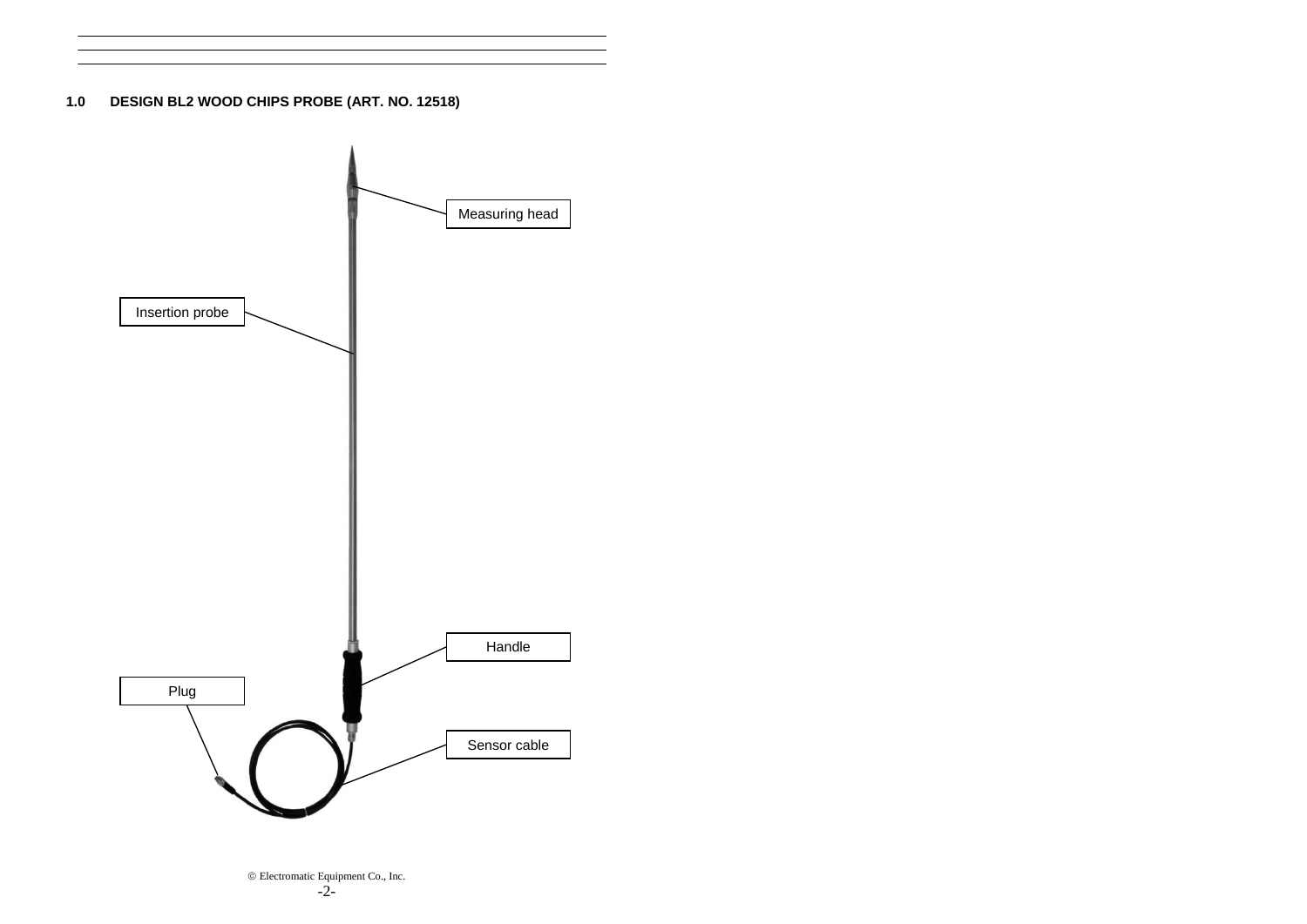## 1.0 DESIGN BL2 WOOD CHIPS PROBE (ART. NO. 12518)

Measuring head

Insertion probe

Handle

Plug

Sensor cable

© Electromatic Equipment Co., Inc.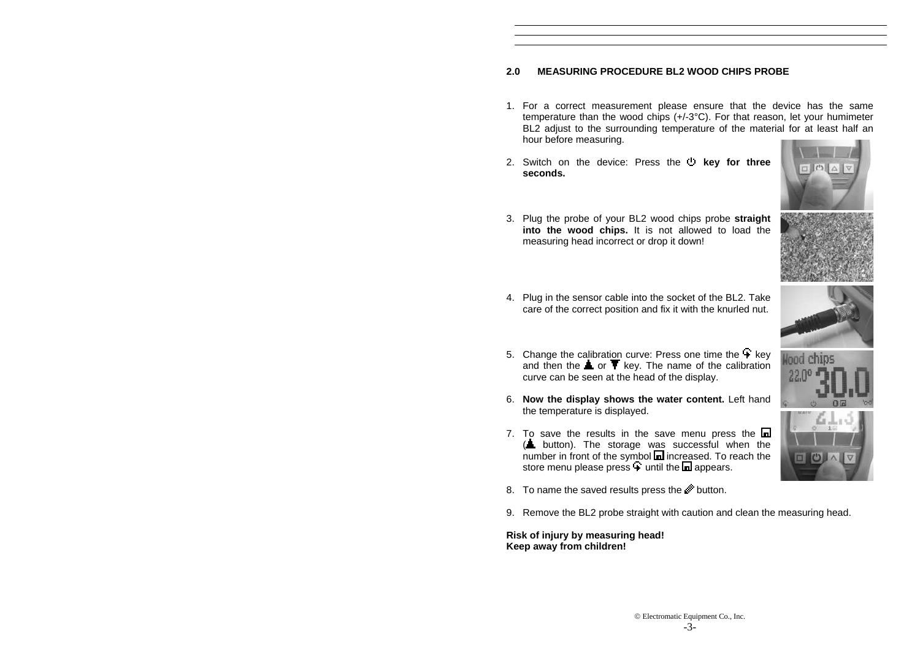## 2.0 MEASURING PROCEDURE BL2 WOOD CHIPS PROBE

1. For a correct measurement please ensure that the device has the same temperature than the wood chips (+/-3°C). For that reason, let your humimeter BL2 adjust to the surrounding temperature of the material for at least half an hour before measuring.
2. Switch on the device: Press the ⏻ **key for three seconds.**
3. Plug the probe of your BL2 wood chips probe **straight into the wood chips.** It is not allowed to load the measuring head incorrect or drop it down!
4. Plug in the sensor cable into the socket of the BL2. Take care of the correct position and fix it with the knurled nut.
5. Change the calibration curve: Press one time the key and then the ▲ or ▼ key. The name of the calibration curve can be seen at the head of the display.
6. **Now the display shows the water content.** Left hand the temperature is displayed.
7. To save the results in the save menu press the (▲ button). The storage was successful when the number in front of the symbol increased. To reach the store menu please press until the appears.
8. To name the saved results press the button.
9. Remove the BL2 probe straight with caution and clean the measuring head.

**Risk of injury by measuring head!**
**Keep away from children!**

© Electromatic Equipment Co., Inc.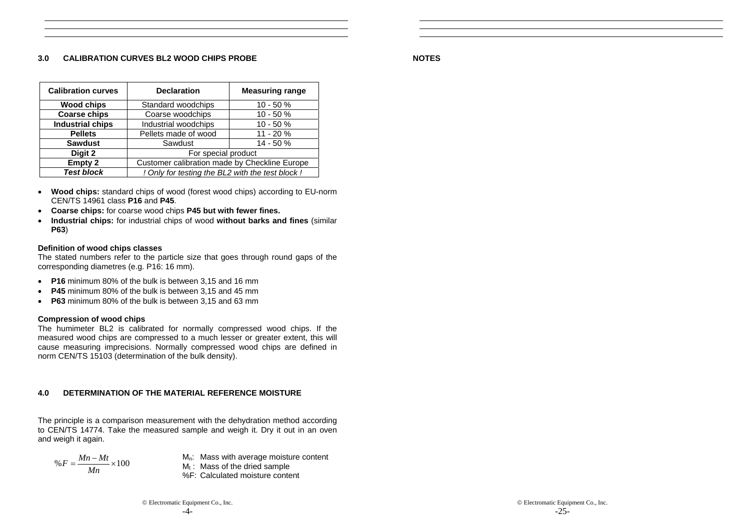## 3.0 CALIBRATION CURVES BL2 WOOD CHIPS PROBE

| Calibration curves | Declaration | Measuring range |
|---|---|---|
| **Wood chips** | Standard woodchips | 10 - 50 % |
| **Coarse chips** | Coarse woodchips | 10 - 50 % |
| **Industrial chips** | Industrial woodchips | 10 - 50 % |
| **Pellets** | Pellets made of wood | 11 - 20 % |
| **Sawdust** | Sawdust | 14 - 50 % |
| **Digit 2** | For special product | |
| **Empty 2** | Customer calibration made by Checkline Europe | |
| ***Test block*** | *! Only for testing the BL2 with the test block !* | |

- **Wood chips:** standard chips of wood (forest wood chips) according to EU-norm CEN/TS 14961 class **P16** and **P45**.
- **Coarse chips:** for coarse wood chips **P45 but with fewer fines.**
- **Industrial chips:** for industrial chips of wood **without barks and fines** (similar **P63**)

**Definition of wood chips classes**

The stated numbers refer to the particle size that goes through round gaps of the corresponding diametres (e.g. P16: 16 mm).

- **P16** minimum 80% of the bulk is between 3,15 and 16 mm
- **P45** minimum 80% of the bulk is between 3,15 and 45 mm
- **P63** minimum 80% of the bulk is between 3,15 and 63 mm

**Compression of wood chips**

The humimeter BL2 is calibrated for normally compressed wood chips. If the measured wood chips are compressed to a much lesser or greater extent, this will cause measuring imprecisions. Normally compressed wood chips are defined in norm CEN/TS 15103 (determination of the bulk density).

## 4.0 DETERMINATION OF THE MATERIAL REFERENCE MOISTURE

The principle is a comparison measurement with the dehydration method according to CEN/TS 14774. Take the measured sample and weigh it. Dry it out in an oven and weigh it again.

$$\%F = \frac{Mn - Mt}{Mn} \times 100$$

$M_n$: Mass with average moisture content
$M_t$ : Mass of the dried sample
%F: Calculated moisture content

**NOTES**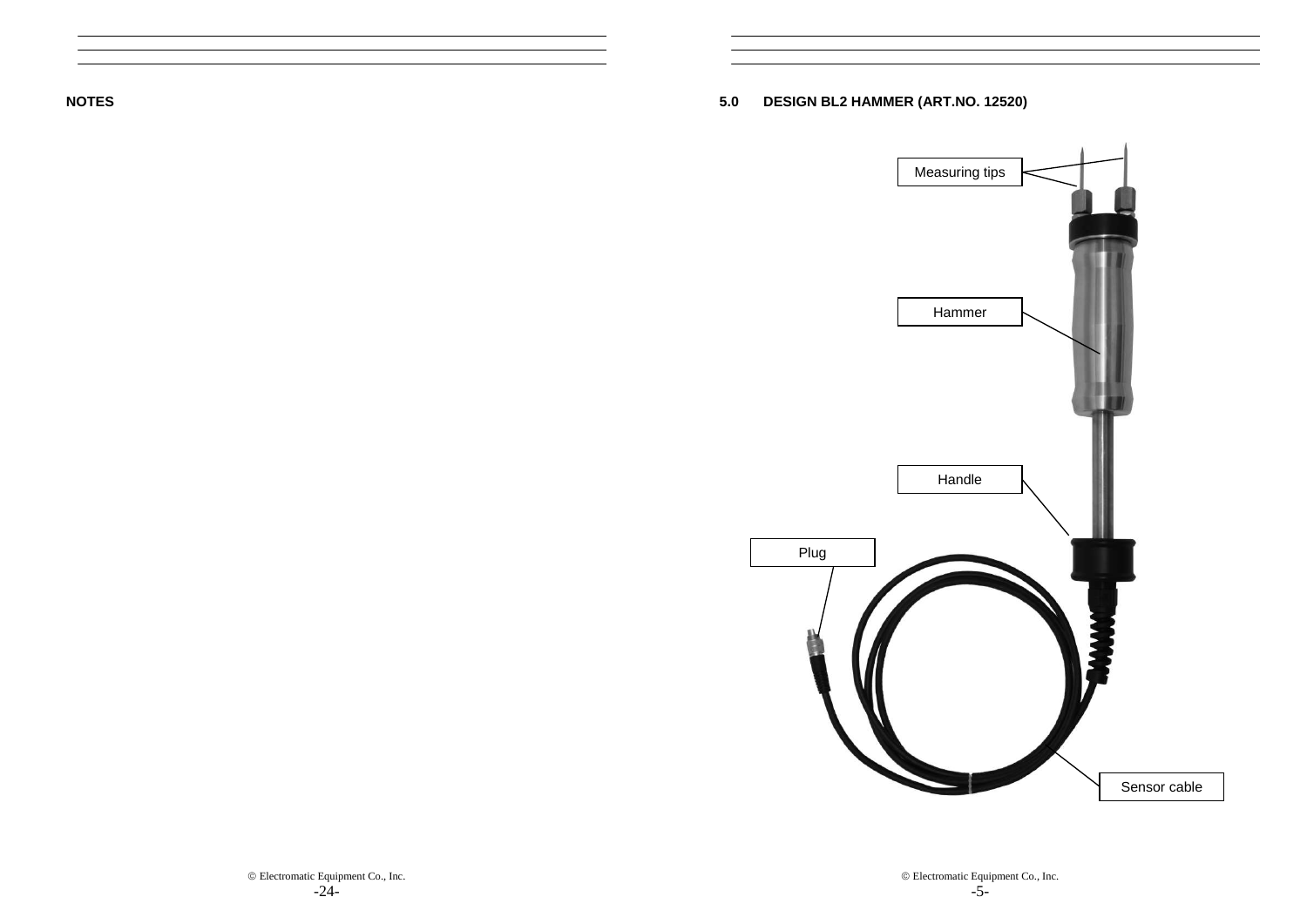## NOTES

## 5.0 DESIGN BL2 HAMMER (ART.NO. 12520)

Measuring tips

Hammer

Handle

Plug

Sensor cable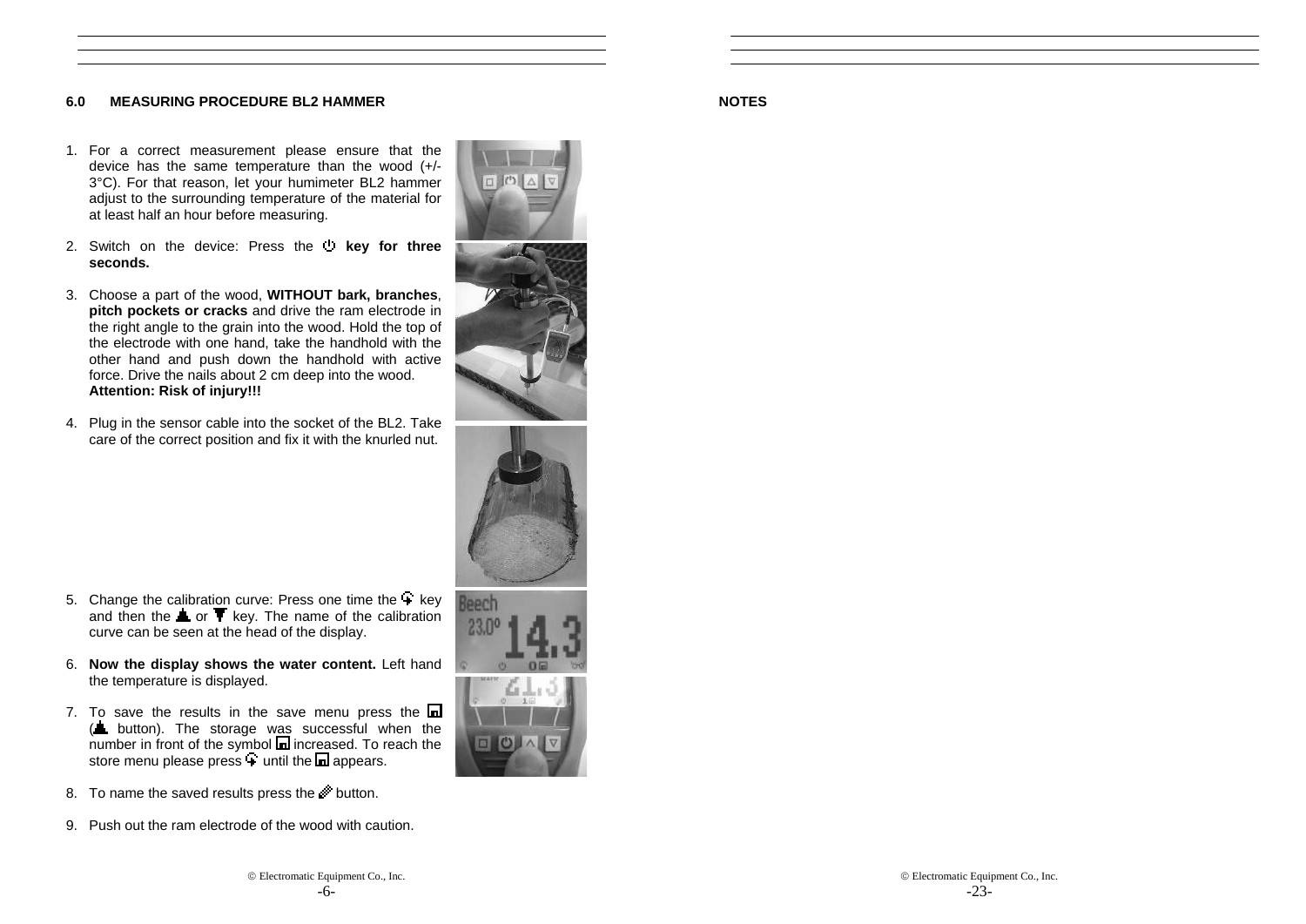## 6.0 MEASURING PROCEDURE BL2 HAMMER

1. For a correct measurement please ensure that the device has the same temperature than the wood (+/- 3°C). For that reason, let your humimeter BL2 hammer adjust to the surrounding temperature of the material for at least half an hour before measuring.

2. Switch on the device: Press the ⏻ **key for three seconds.**

3. Choose a part of the wood, **WITHOUT bark, branches**, **pitch pockets or cracks** and drive the ram electrode in the right angle to the grain into the wood. Hold the top of the electrode with one hand, take the handhold with the other hand and push down the handhold with active force. Drive the nails about 2 cm deep into the wood. **Attention: Risk of injury!!!**

4. Plug in the sensor cable into the socket of the BL2. Take care of the correct position and fix it with the knurled nut.

5. Change the calibration curve: Press one time the key and then the ▲ or ▼ key. The name of the calibration curve can be seen at the head of the display.

6. **Now the display shows the water content.** Left hand the temperature is displayed.

7. To save the results in the save menu press the (▲ button). The storage was successful when the number in front of the symbol increased. To reach the store menu please press until the appears.

8. To name the saved results press the button.

9. Push out the ram electrode of the wood with caution.

## NOTES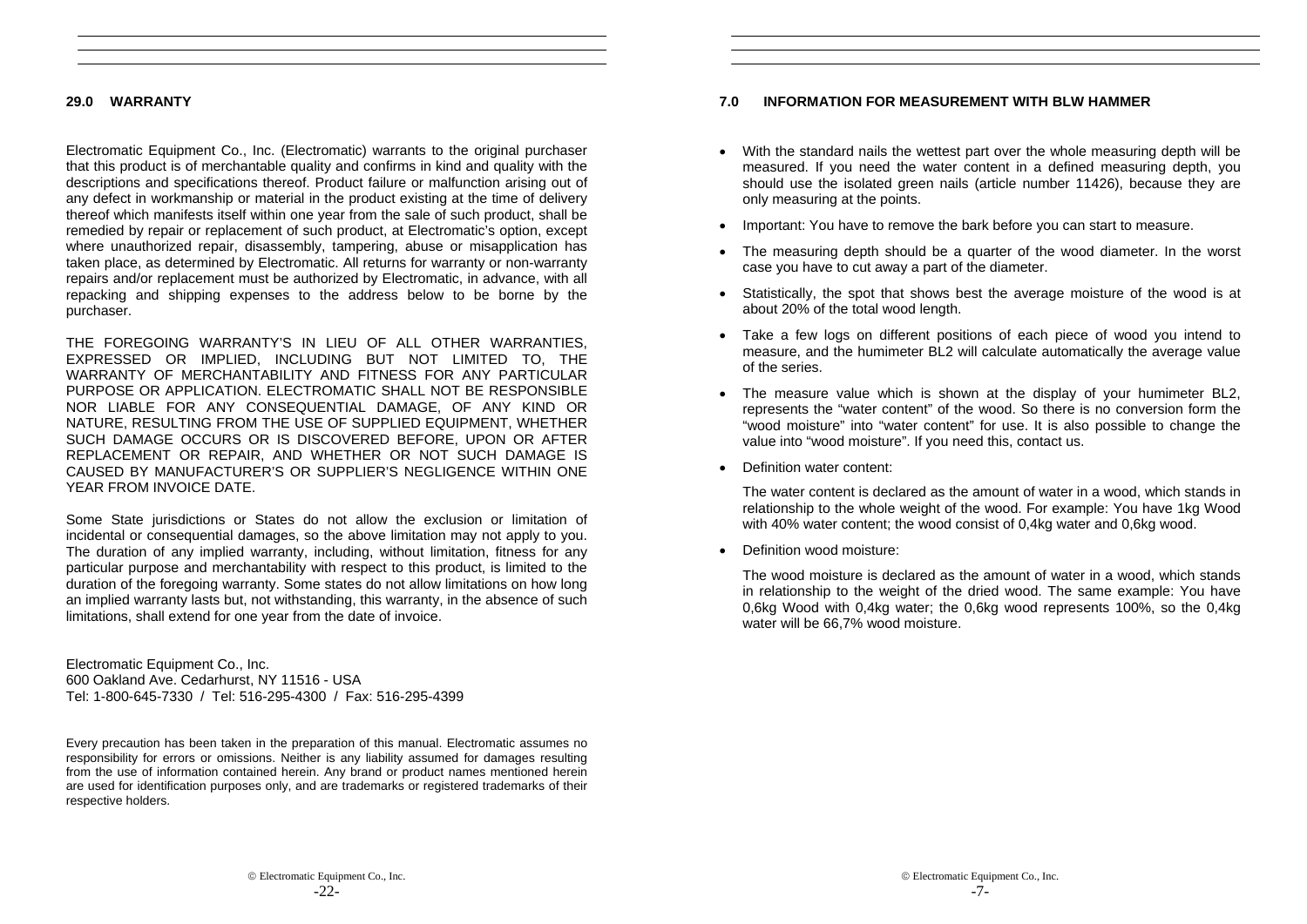## 29.0 WARRANTY

Electromatic Equipment Co., Inc. (Electromatic) warrants to the original purchaser that this product is of merchantable quality and confirms in kind and quality with the descriptions and specifications thereof. Product failure or malfunction arising out of any defect in workmanship or material in the product existing at the time of delivery thereof which manifests itself within one year from the sale of such product, shall be remedied by repair or replacement of such product, at Electromatic's option, except where unauthorized repair, disassembly, tampering, abuse or misapplication has taken place, as determined by Electromatic. All returns for warranty or non-warranty repairs and/or replacement must be authorized by Electromatic, in advance, with all repacking and shipping expenses to the address below to be borne by the purchaser.

THE FOREGOING WARRANTY'S IN LIEU OF ALL OTHER WARRANTIES, EXPRESSED OR IMPLIED, INCLUDING BUT NOT LIMITED TO, THE WARRANTY OF MERCHANTABILITY AND FITNESS FOR ANY PARTICULAR PURPOSE OR APPLICATION. ELECTROMATIC SHALL NOT BE RESPONSIBLE NOR LIABLE FOR ANY CONSEQUENTIAL DAMAGE, OF ANY KIND OR NATURE, RESULTING FROM THE USE OF SUPPLIED EQUIPMENT, WHETHER SUCH DAMAGE OCCURS OR IS DISCOVERED BEFORE, UPON OR AFTER REPLACEMENT OR REPAIR, AND WHETHER OR NOT SUCH DAMAGE IS CAUSED BY MANUFACTURER'S OR SUPPLIER'S NEGLIGENCE WITHIN ONE YEAR FROM INVOICE DATE.

Some State jurisdictions or States do not allow the exclusion or limitation of incidental or consequential damages, so the above limitation may not apply to you. The duration of any implied warranty, including, without limitation, fitness for any particular purpose and merchantability with respect to this product, is limited to the duration of the foregoing warranty. Some states do not allow limitations on how long an implied warranty lasts but, not withstanding, this warranty, in the absence of such limitations, shall extend for one year from the date of invoice.

Electromatic Equipment Co., Inc.
600 Oakland Ave. Cedarhurst, NY 11516 - USA
Tel: 1-800-645-7330 / Tel: 516-295-4300 / Fax: 516-295-4399

Every precaution has been taken in the preparation of this manual. Electromatic assumes no responsibility for errors or omissions. Neither is any liability assumed for damages resulting from the use of information contained herein. Any brand or product names mentioned herein are used for identification purposes only, and are trademarks or registered trademarks of their respective holders.

## 7.0 INFORMATION FOR MEASUREMENT WITH BLW HAMMER

- With the standard nails the wettest part over the whole measuring depth will be measured. If you need the water content in a defined measuring depth, you should use the isolated green nails (article number 11426), because they are only measuring at the points.
- Important: You have to remove the bark before you can start to measure.
- The measuring depth should be a quarter of the wood diameter. In the worst case you have to cut away a part of the diameter.
- Statistically, the spot that shows best the average moisture of the wood is at about 20% of the total wood length.
- Take a few logs on different positions of each piece of wood you intend to measure, and the humimeter BL2 will calculate automatically the average value of the series.
- The measure value which is shown at the display of your humimeter BL2, represents the "water content" of the wood. So there is no conversion form the "wood moisture" into "water content" for use. It is also possible to change the value into "wood moisture". If you need this, contact us.
- Definition water content:

  The water content is declared as the amount of water in a wood, which stands in relationship to the whole weight of the wood. For example: You have 1kg Wood with 40% water content; the wood consist of 0,4kg water and 0,6kg wood.

- Definition wood moisture:

  The wood moisture is declared as the amount of water in a wood, which stands in relationship to the weight of the dried wood. The same example: You have 0,6kg Wood with 0,4kg water; the 0,6kg wood represents 100%, so the 0,4kg water will be 66,7% wood moisture.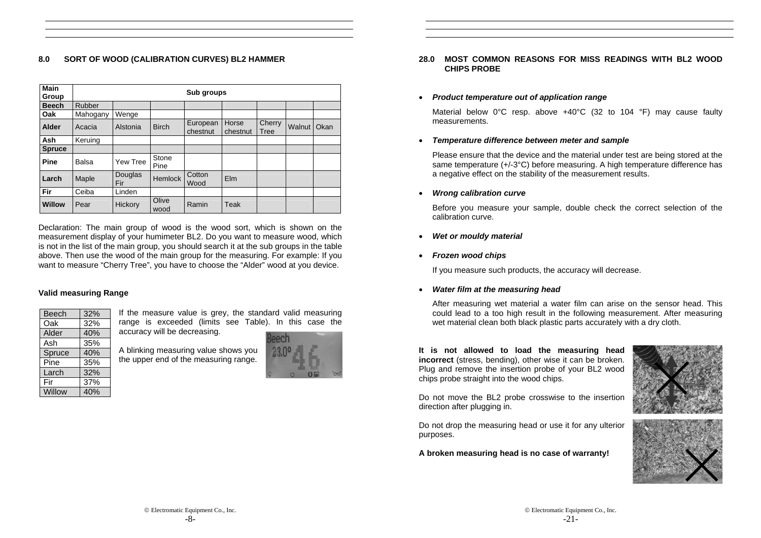## 8.0 SORT OF WOOD (CALIBRATION CURVES) BL2 HAMMER

| Main Group | Sub groups | | | | | | | |
|---|---|---|---|---|---|---|---|---|
| **Beech** | Rubber | | | | | | | |
| **Oak** | Mahogany | Wenge | | | | | | |
| **Alder** | Acacia | Alstonia | Birch | European chestnut | Horse chestnut | Cherry Tree | Walnut | Okan |
| **Ash** | Keruing | | | | | | | |
| **Spruce** | | | | | | | | |
| **Pine** | Balsa | Yew Tree | Stone Pine | | | | | |
| **Larch** | Maple | Douglas Fir | Hemlock | Cotton Wood | Elm | | | |
| **Fir** | Ceiba | Linden | | | | | | |
| **Willow** | Pear | Hickory | Olive wood | Ramin | Teak | | | |

Declaration: The main group of wood is the wood sort, which is shown on the measurement display of your humimeter BL2. Do you want to measure wood, which is not in the list of the main group, you should search it at the sub groups in the table above. Then use the wood of the main group for the measuring. For example: If you want to measure "Cherry Tree", you have to choose the "Alder" wood at you device.

**Valid measuring Range**

| Wood | Range |
|---|---|
| Beech | 32% |
| Oak | 32% |
| Alder | 40% |
| Ash | 35% |
| Spruce | 40% |
| Pine | 35% |
| Larch | 32% |
| Fir | 37% |
| Willow | 40% |

If the measure value is grey, the standard valid measuring range is exceeded (limits see Table). In this case the accuracy will be decreasing.

A blinking measuring value shows you the upper end of the measuring range.

## 28.0 MOST COMMON REASONS FOR MISS READINGS WITH BL2 WOOD CHIPS PROBE

- ***Product temperature out of application range***

  Material below 0°C resp. above +40°C (32 to 104 °F) may cause faulty measurements.

- ***Temperature difference between meter and sample***

  Please ensure that the device and the material under test are being stored at the same temperature (+/-3°C) before measuring. A high temperature difference has a negative effect on the stability of the measurement results.

- ***Wrong calibration curve***

  Before you measure your sample, double check the correct selection of the calibration curve.

- ***Wet or mouldy material***

- ***Frozen wood chips***

  If you measure such products, the accuracy will decrease.

- ***Water film at the measuring head***

  After measuring wet material a water film can arise on the sensor head. This could lead to a too high result in the following measurement. After measuring wet material clean both black plastic parts accurately with a dry cloth.

**It is not allowed to load the measuring head incorrect** (stress, bending), other wise it can be broken. Plug and remove the insertion probe of your BL2 wood chips probe straight into the wood chips.

Do not move the BL2 probe crosswise to the insertion direction after plugging in.

Do not drop the measuring head or use it for any ulterior purposes.

**A broken measuring head is no case of warranty!**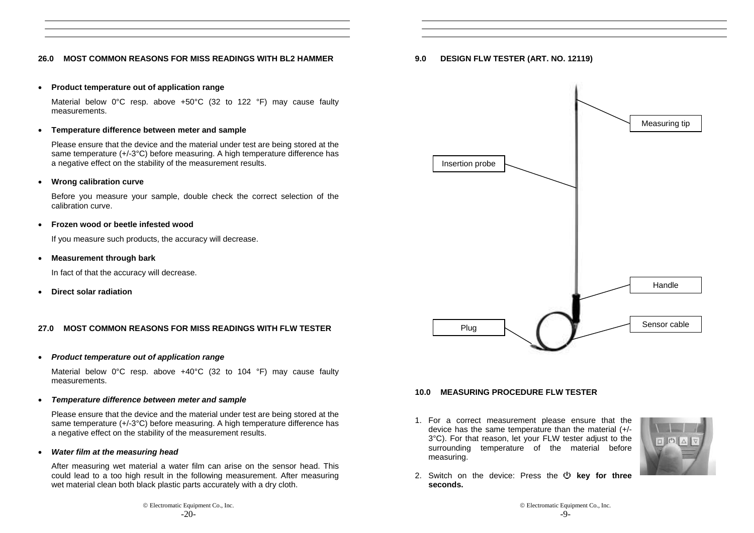## 26.0 MOST COMMON REASONS FOR MISS READINGS WITH BL2 HAMMER

- **Product temperature out of application range**

  Material below 0°C resp. above +50°C (32 to 122 °F) may cause faulty measurements.

- **Temperature difference between meter and sample**

  Please ensure that the device and the material under test are being stored at the same temperature (+/-3°C) before measuring. A high temperature difference has a negative effect on the stability of the measurement results.

- **Wrong calibration curve**

  Before you measure your sample, double check the correct selection of the calibration curve.

- **Frozen wood or beetle infested wood**

  If you measure such products, the accuracy will decrease.

- **Measurement through bark**

  In fact of that the accuracy will decrease.

- **Direct solar radiation**

## 27.0 MOST COMMON REASONS FOR MISS READINGS WITH FLW TESTER

- ***Product temperature out of application range***

  Material below 0°C resp. above +40°C (32 to 104 °F) may cause faulty measurements.

- ***Temperature difference between meter and sample***

  Please ensure that the device and the material under test are being stored at the same temperature (+/-3°C) before measuring. A high temperature difference has a negative effect on the stability of the measurement results.

- ***Water film at the measuring head***

  After measuring wet material a water film can arise on the sensor head. This could lead to a too high result in the following measurement. After measuring wet material clean both black plastic parts accurately with a dry cloth.

## 9.0 DESIGN FLW TESTER (ART. NO. 12119)

Measuring tip

Insertion probe

Handle

Sensor cable

Plug

## 10.0 MEASURING PROCEDURE FLW TESTER

1. For a correct measurement please ensure that the device has the same temperature than the material (+/-3°C). For that reason, let your FLW tester adjust to the surrounding temperature of the material before measuring.
2. Switch on the device: Press the ⏻ **key for three seconds.**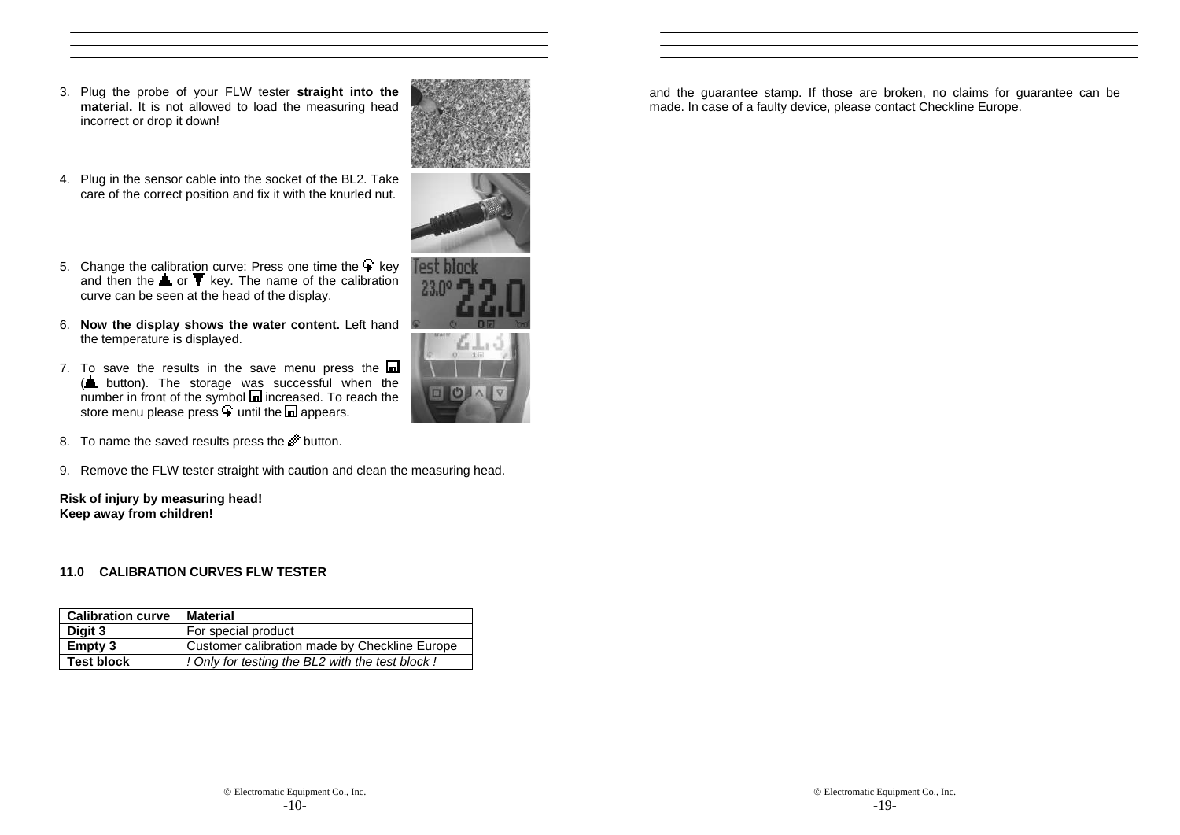3. Plug the probe of your FLW tester **straight into the material.** It is not allowed to load the measuring head incorrect or drop it down!

4. Plug in the sensor cable into the socket of the BL2. Take care of the correct position and fix it with the knurled nut.

5. Change the calibration curve: Press one time the key and then the or key. The name of the calibration curve can be seen at the head of the display.

6. **Now the display shows the water content.** Left hand the temperature is displayed.

7. To save the results in the save menu press the ( button). The storage was successful when the number in front of the symbol increased. To reach the store menu please press until the appears.

8. To name the saved results press the button.

9. Remove the FLW tester straight with caution and clean the measuring head.

**Risk of injury by measuring head!**
**Keep away from children!**

### 11.0 CALIBRATION CURVES FLW TESTER

| Calibration curve | Material |
|---|---|
| **Digit 3** | For special product |
| **Empty 3** | Customer calibration made by Checkline Europe |
| **Test block** | *! Only for testing the BL2 with the test block !* |

and the guarantee stamp. If those are broken, no claims for guarantee can be made. In case of a faulty device, please contact Checkline Europe.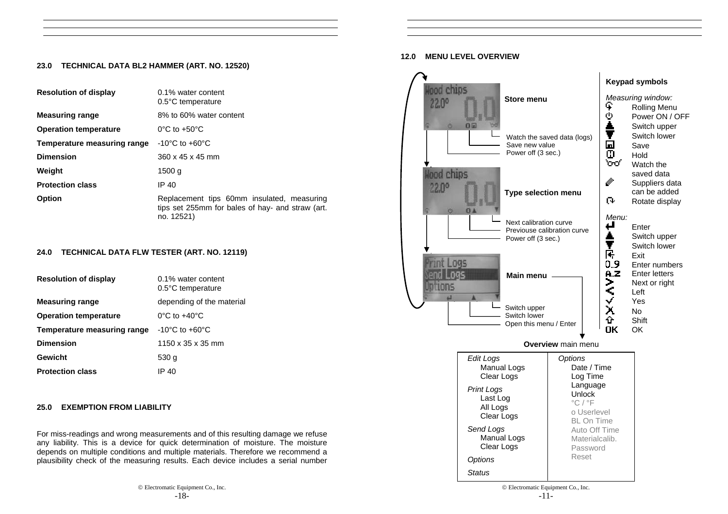## 23.0 TECHNICAL DATA BL2 HAMMER (ART. NO. 12520)

| | |
|---|---|
| **Resolution of display** | 0.1% water content<br>0.5°C temperature |
| **Measuring range** | 8% to 60% water content |
| **Operation temperature** | 0°C to +50°C |
| **Temperature measuring range** | -10°C to +60°C |
| **Dimension** | 360 x 45 x 45 mm |
| **Weight** | 1500 g |
| **Protection class** | IP 40 |
| **Option** | Replacement tips 60mm insulated, measuring tips set 255mm for bales of hay- and straw (art. no. 12521) |

## 24.0 TECHNICAL DATA FLW TESTER (ART. NO. 12119)

| | |
|---|---|
| **Resolution of display** | 0.1% water content<br>0.5°C temperature |
| **Measuring range** | depending of the material |
| **Operation temperature** | 0°C to +40°C |
| **Temperature measuring range** | -10°C to +60°C |
| **Dimension** | 1150 x 35 x 35 mm |
| **Gewicht** | 530 g |
| **Protection class** | IP 40 |

## 25.0 EXEMPTION FROM LIABILITY

For miss-readings and wrong measurements and of this resulting damage we refuse any liability. This is a device for quick determination of moisture. The moisture depends on multiple conditions and multiple materials. Therefore we recommend a plausibility check of the measuring results. Each device includes a serial number

© Electromatic Equipment Co., Inc.

## 12.0 MENU LEVEL OVERVIEW

**Store menu**
- Watch the saved data (logs)
- Save new value
- Power off (3 sec.)

**Type selection menu**
- Next calibration curve
- Previouse calibration curve
- Power off (3 sec.)

**Main menu**
- Switch upper
- Switch lower
- Open this menu / Enter

**Keypad symbols**

*Measuring window:*
- Rolling Menu
- Power ON / OFF
- Switch upper
- Switch lower
- Save
- Hold
- Watch the saved data
- Suppliers data can be added
- Rotate display

*Menu:*
- Enter
- Switch upper
- Switch lower
- Exit
- Enter numbers
- Enter letters
- Next or right
- Left
- Yes
- No
- Shift
- OK

**Overview** main menu

| | |
|---|---|
| *Edit Logs*<br>Manual Logs<br>Clear Logs<br>*Print Logs*<br>Last Log<br>All Logs<br>Clear Logs<br>*Send Logs*<br>Manual Logs<br>Clear Logs<br>*Options*<br>*Status* | *Options*<br>Date / Time<br>Log Time<br>Language<br>Unlock<br>°C / °F<br>o Userlevel<br>BL On Time<br>Auto Off Time<br>Materialcalib.<br>Password<br>Reset |

© Electromatic Equipment Co., Inc.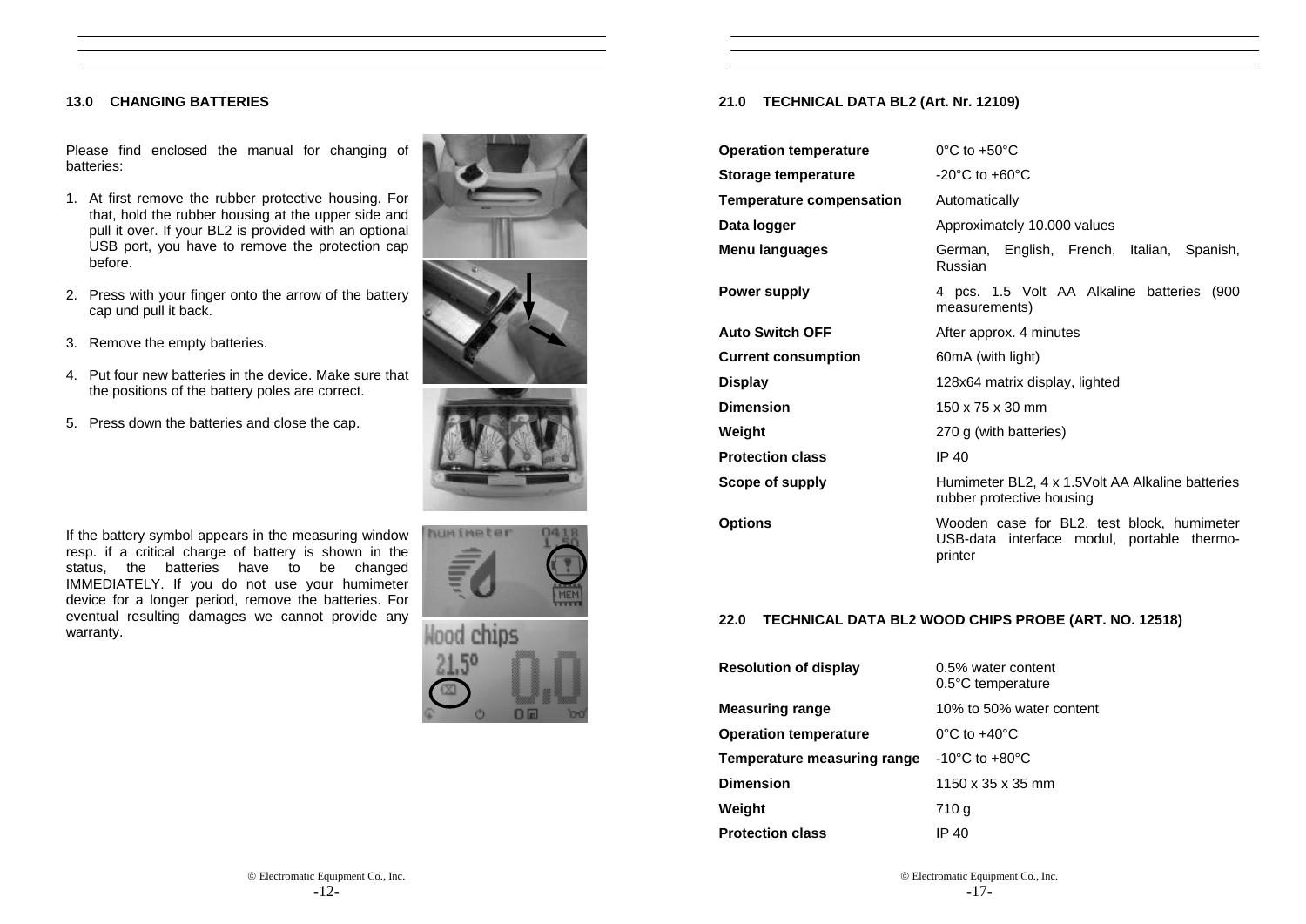## 13.0 CHANGING BATTERIES

Please find enclosed the manual for changing of batteries:

1. At first remove the rubber protective housing. For that, hold the rubber housing at the upper side and pull it over. If your BL2 is provided with an optional USB port, you have to remove the protection cap before.
2. Press with your finger onto the arrow of the battery cap und pull it back.
3. Remove the empty batteries.
4. Put four new batteries in the device. Make sure that the positions of the battery poles are correct.
5. Press down the batteries and close the cap.

If the battery symbol appears in the measuring window resp. if a critical charge of battery is shown in the status, the batteries have to be changed IMMEDIATELY. If you do not use your humimeter device for a longer period, remove the batteries. For eventual resulting damages we cannot provide any warranty.

## 21.0 TECHNICAL DATA BL2 (Art. Nr. 12109)

| | |
|---|---|
| **Operation temperature** | 0°C to +50°C |
| **Storage temperature** | -20°C to +60°C |
| **Temperature compensation** | Automatically |
| **Data logger** | Approximately 10.000 values |
| **Menu languages** | German, English, French, Italian, Spanish, Russian |
| **Power supply** | 4 pcs. 1.5 Volt AA Alkaline batteries (900 measurements) |
| **Auto Switch OFF** | After approx. 4 minutes |
| **Current consumption** | 60mA (with light) |
| **Display** | 128x64 matrix display, lighted |
| **Dimension** | 150 x 75 x 30 mm |
| **Weight** | 270 g (with batteries) |
| **Protection class** | IP 40 |
| **Scope of supply** | Humimeter BL2, 4 x 1.5Volt AA Alkaline batteries rubber protective housing |
| **Options** | Wooden case for BL2, test block, humimeter USB-data interface modul, portable thermo-printer |

## 22.0 TECHNICAL DATA BL2 WOOD CHIPS PROBE (ART. NO. 12518)

| | |
|---|---|
| **Resolution of display** | 0.5% water content<br>0.5°C temperature |
| **Measuring range** | 10% to 50% water content |
| **Operation temperature** | 0°C to +40°C |
| **Temperature measuring range** | -10°C to +80°C |
| **Dimension** | 1150 x 35 x 35 mm |
| **Weight** | 710 g |
| **Protection class** | IP 40 |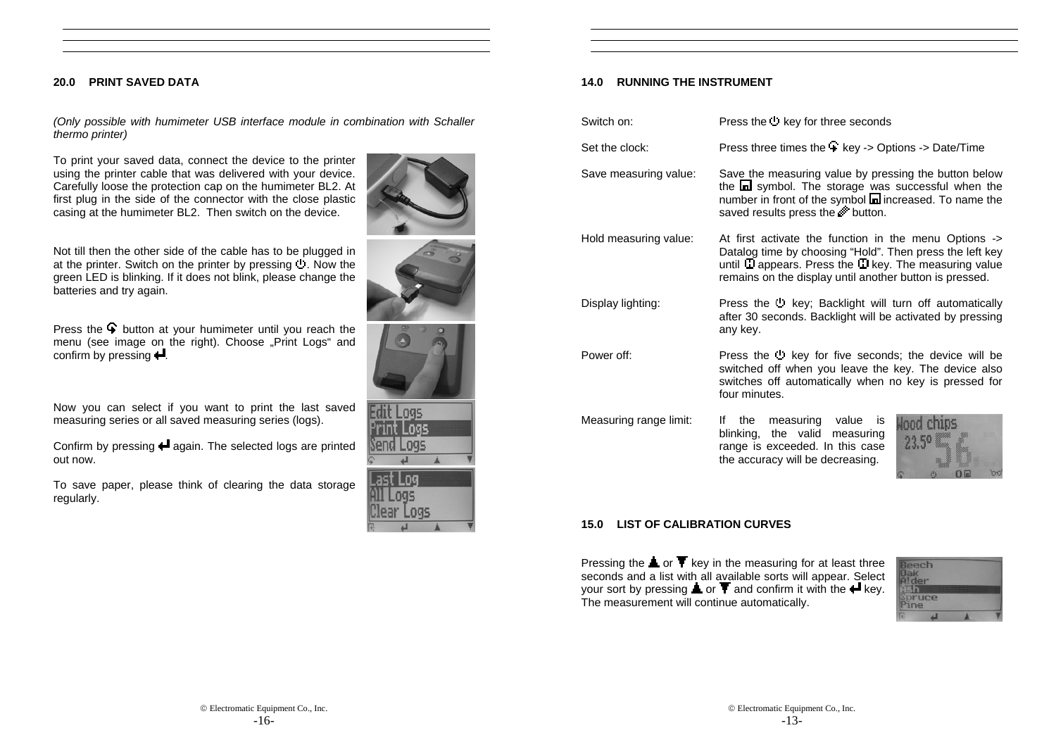## 20.0 PRINT SAVED DATA

*(Only possible with humimeter USB interface module in combination with Schaller thermo printer)*

To print your saved data, connect the device to the printer using the printer cable that was delivered with your device. Carefully loose the protection cap on the humimeter BL2. At first plug in the side of the connector with the close plastic casing at the humimeter BL2. Then switch on the device.

Not till then the other side of the cable has to be plugged in at the printer. Switch on the printer by pressing ⏻. Now the green LED is blinking. If it does not blink, please change the batteries and try again.

Press the button at your humimeter until you reach the menu (see image on the right). Choose „Print Logs" and confirm by pressing ↵.

Now you can select if you want to print the last saved measuring series or all saved measuring series (logs).

Confirm by pressing ↵ again. The selected logs are printed out now.

To save paper, please think of clearing the data storage regularly.

## 14.0 RUNNING THE INSTRUMENT

| | |
|---|---|
| Switch on: | Press the ⏻ key for three seconds |
| Set the clock: | Press three times the key -> Options -> Date/Time |
| Save measuring value: | Save the measuring value by pressing the button below the symbol. The storage was successful when the number in front of the symbol increased. To name the saved results press the button. |
| Hold measuring value: | At first activate the function in the menu Options -> Datalog time by choosing "Hold". Then press the left key until appears. Press the key. The measuring value remains on the display until another button is pressed. |
| Display lighting: | Press the ⏻ key; Backlight will turn off automatically after 30 seconds. Backlight will be activated by pressing any key. |
| Power off: | Press the ⏻ key for five seconds; the device will be switched off when you leave the key. The device also switches off automatically when no key is pressed for four minutes. |
| Measuring range limit: | If the measuring value is blinking, the valid measuring range is exceeded. In this case the accuracy will be decreasing. |

## 15.0 LIST OF CALIBRATION CURVES

Pressing the ▲ or ▼ key in the measuring for at least three seconds and a list with all available sorts will appear. Select your sort by pressing ▲ or ▼ and confirm it with the ↵ key. The measurement will continue automatically.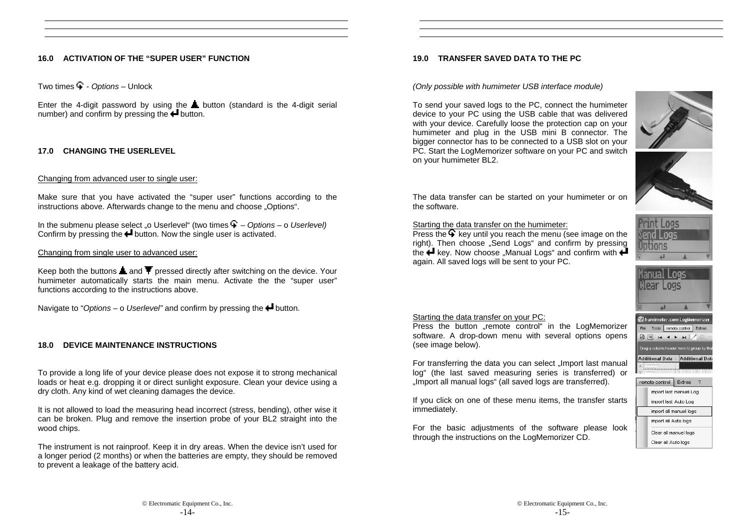## 16.0 ACTIVATION OF THE "SUPER USER" FUNCTION

Two times ⚲ - *Options* – Unlock

Enter the 4-digit password by using the ▲ button (standard is the 4-digit serial number) and confirm by pressing the ↵ button.

## 17.0 CHANGING THE USERLEVEL

Changing from advanced user to single user:

Make sure that you have activated the "super user" functions according to the instructions above. Afterwards change to the menu and choose „Options".

In the submenu please select „o Userlevel" (two times ⚲ – *Options* – o *Userlevel)* Confirm by pressing the ↵ button. Now the single user is activated.

Changing from single user to advanced user:

Keep both the buttons ▲ and ▼ pressed directly after switching on the device. Your humimeter automatically starts the main menu. Activate the the "super user" functions according to the instructions above.

Navigate to "*Options* – o *Userlevel"* and confirm by pressing the ↵ button.

## 18.0 DEVICE MAINTENANCE INSTRUCTIONS

To provide a long life of your device please does not expose it to strong mechanical loads or heat e.g. dropping it or direct sunlight exposure. Clean your device using a dry cloth. Any kind of wet cleaning damages the device.

It is not allowed to load the measuring head incorrect (stress, bending), other wise it can be broken. Plug and remove the insertion probe of your BL2 straight into the wood chips.

The instrument is not rainproof. Keep it in dry areas. When the device isn't used for a longer period (2 months) or when the batteries are empty, they should be removed to prevent a leakage of the battery acid.

## 19.0 TRANSFER SAVED DATA TO THE PC

*(Only possible with humimeter USB interface module)*

To send your saved logs to the PC, connect the humimeter device to your PC using the USB cable that was delivered with your device. Carefully loose the protection cap on your humimeter and plug in the USB mini B connector. The bigger connector has to be connected to a USB slot on your PC. Start the LogMemorizer software on your PC and switch on your humimeter BL2.

The data transfer can be started on your humimeter or on the software.

Starting the data transfer on the humimeter:
Press the ⚲ key until you reach the menu (see image on the right). Then choose „Send Logs" and confirm by pressing the ↵ key. Now choose „Manual Logs" and confirm with ↵ again. All saved logs will be sent to your PC.

Starting the data transfer on your PC:
Press the button „remote control" in the LogMemorizer software. A drop-down menu with several options opens (see image below).

For transferring the data you can select „Import last manual log" (the last saved measuring series is transferred) or „Import all manual logs" (all saved logs are transferred).

If you click on one of these menu items, the transfer starts immediately.

For the basic adjustments of the software please look through the instructions on the LogMemorizer CD.

© Electromatic Equipment Co., Inc.

© Electromatic Equipment Co., Inc.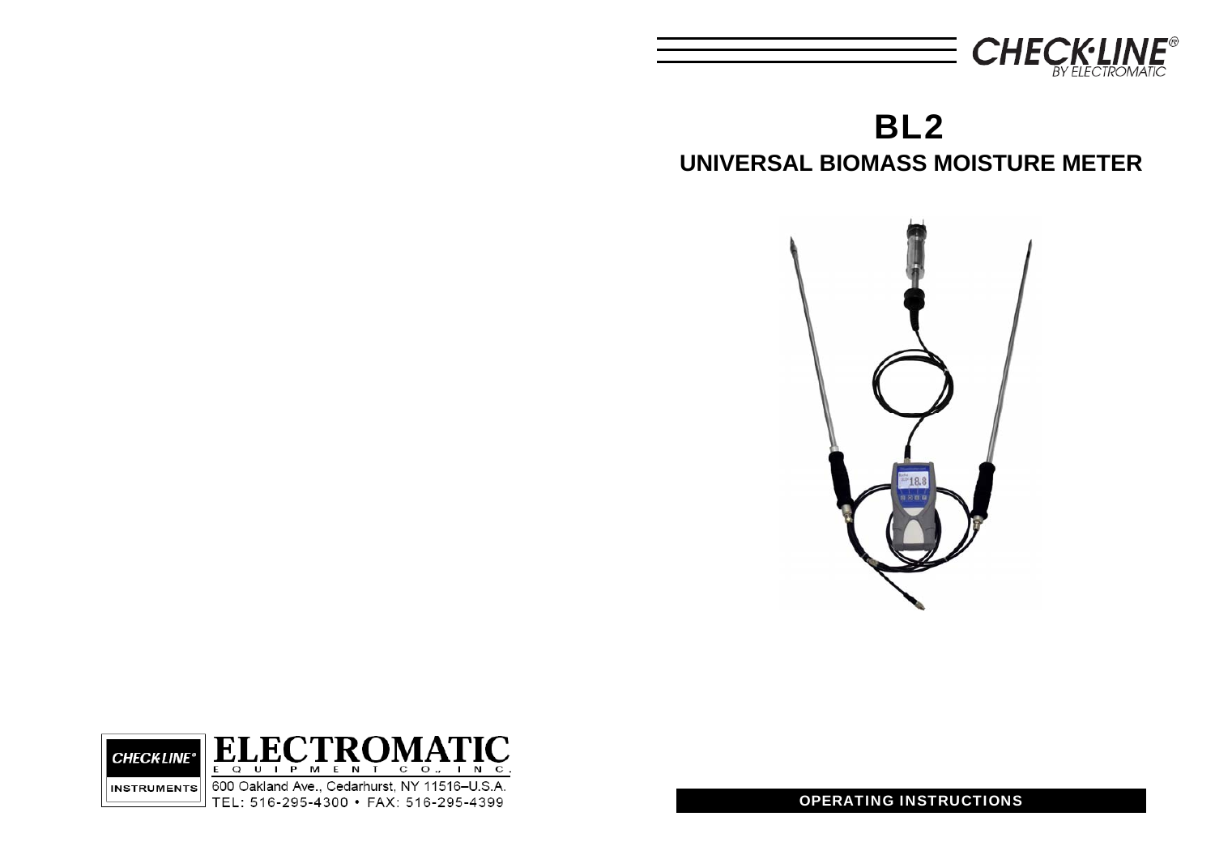CHECK·LINE®
BY ELECTROMATIC

# BL2

## UNIVERSAL BIOMASS MOISTURE METER

CHECK·LINE® INSTRUMENTS

ELECTROMATIC
EQUIPMENT CO., INC.

600 Oakland Ave., Cedarhurst, NY 11516–U.S.A.
TEL: 516-295-4300 • FAX: 516-295-4399

**OPERATING INSTRUCTIONS**